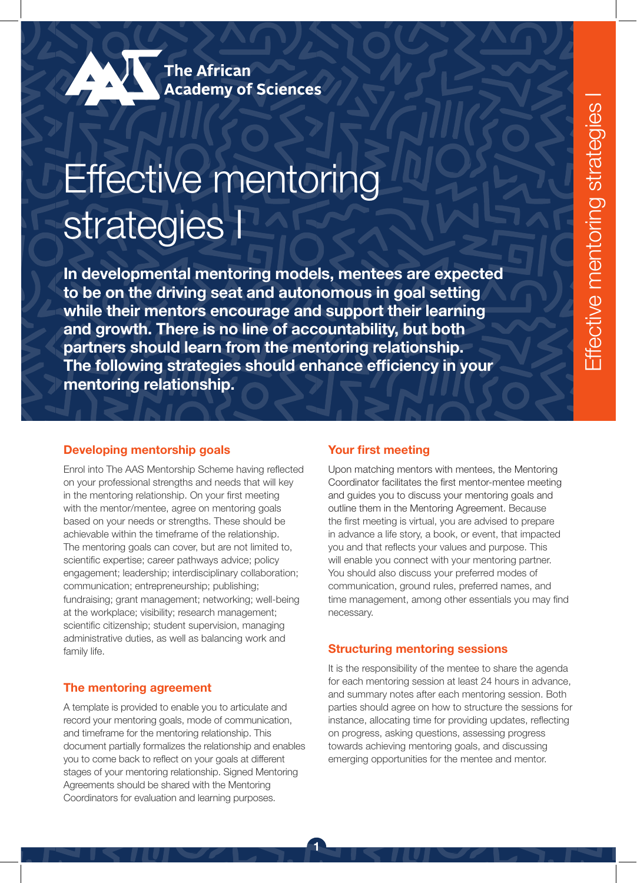The African Academy of Sciences

# Effective mentoring strategies I

**In developmental mentoring models, mentees are expected to be on the driving seat and autonomous in goal setting while their mentors encourage and support their learning and growth. There is no line of accountability, but both partners should learn from the mentoring relationship. The following strategies should enhance efficiency in your mentoring relationship.**

## Developing mentorship goals

Enrol into The AAS Mentorship Scheme having reflected on your professional strengths and needs that will key in the mentoring relationship. On your first meeting with the mentor/mentee, agree on mentoring goals based on your needs or strengths. These should be achievable within the timeframe of the relationship. The mentoring goals can cover, but are not limited to, scientific expertise; career pathways advice; policy engagement; leadership; interdisciplinary collaboration; communication; entrepreneurship; publishing; fundraising; grant management; networking; well-being at the workplace; visibility; research management; scientific citizenship; student supervision, managing administrative duties, as well as balancing work and family life.

## The mentoring agreement

A template is provided to enable you to articulate and record your mentoring goals, mode of communication, and timeframe for the mentoring relationship. This document partially formalizes the relationship and enables you to come back to reflect on your goals at different stages of your mentoring relationship. Signed Mentoring Agreements should be shared with the Mentoring Coordinators for evaluation and learning purposes.

## Your first meeting

Upon matching mentors with mentees, the Mentoring Coordinator facilitates the first mentor-mentee meeting and guides you to discuss your mentoring goals and outline them in the Mentoring Agreement. Because the first meeting is virtual, you are advised to prepare in advance a life story, a book, or event, that impacted you and that reflects your values and purpose. This will enable you connect with your mentoring partner. You should also discuss your preferred modes of communication, ground rules, preferred names, and time management, among other essentials you may find necessary.

## Structuring mentoring sessions

It is the responsibility of the mentee to share the agenda for each mentoring session at least 24 hours in advance, and summary notes after each mentoring session. Both parties should agree on how to structure the sessions for instance, allocating time for providing updates, reflecting on progress, asking questions, assessing progress towards achieving mentoring goals, and discussing emerging opportunities for the mentee and mentor.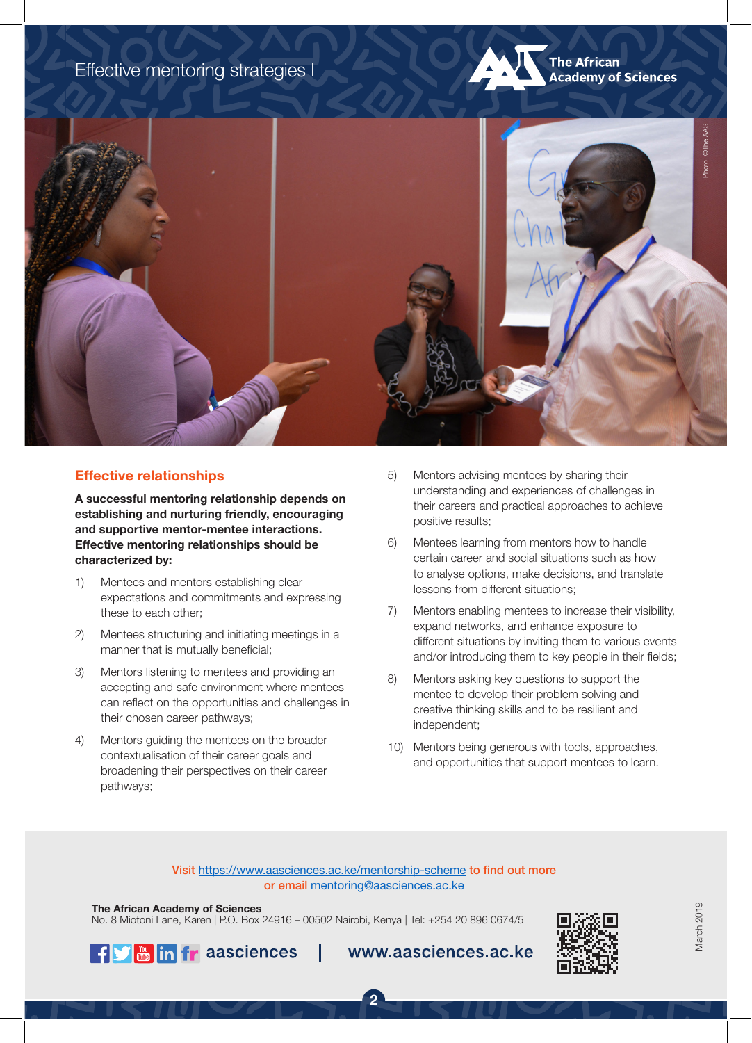Effective mentoring strategies I

The African Academy of Sciences

## Effective relationships

**A successful mentoring relationship depends on establishing and nurturing friendly, encouraging and supportive mentor-mentee interactions. Effective mentoring relationships should be characterized by:**

1) Mentees and mentors establishing clear expectations and commitments and expressing these to each other;
2) Mentees structuring and initiating meetings in a manner that is mutually beneficial;
3) Mentors listening to mentees and providing an accepting and safe environment where mentees can reflect on the opportunities and challenges in their chosen career pathways;
4) Mentors guiding the mentees on the broader contextualisation of their career goals and broadening their perspectives on their career pathways;
5) Mentors advising mentees by sharing their understanding and experiences of challenges in their careers and practical approaches to achieve positive results;
6) Mentees learning from mentors how to handle certain career and social situations such as how to analyse options, make decisions, and translate lessons from different situations;
7) Mentors enabling mentees to increase their visibility, expand networks, and enhance exposure to different situations by inviting them to various events and/or introducing them to key people in their fields;
8) Mentors asking key questions to support the mentee to develop their problem solving and creative thinking skills and to be resilient and independent;

10) Mentors being generous with tools, approaches, and opportunities that support mentees to learn.

Visit https://www.aasciences.ac.ke/mentorship-scheme to find out more or email mentoring@aasciences.ac.ke

**The African Academy of Sciences**
No. 8 Miotoni Lane, Karen | P.O. Box 24916 – 00502 Nairobi, Kenya | Tel: +254 20 896 0674/5

aasciences | www.aasciences.ac.ke

March 2019